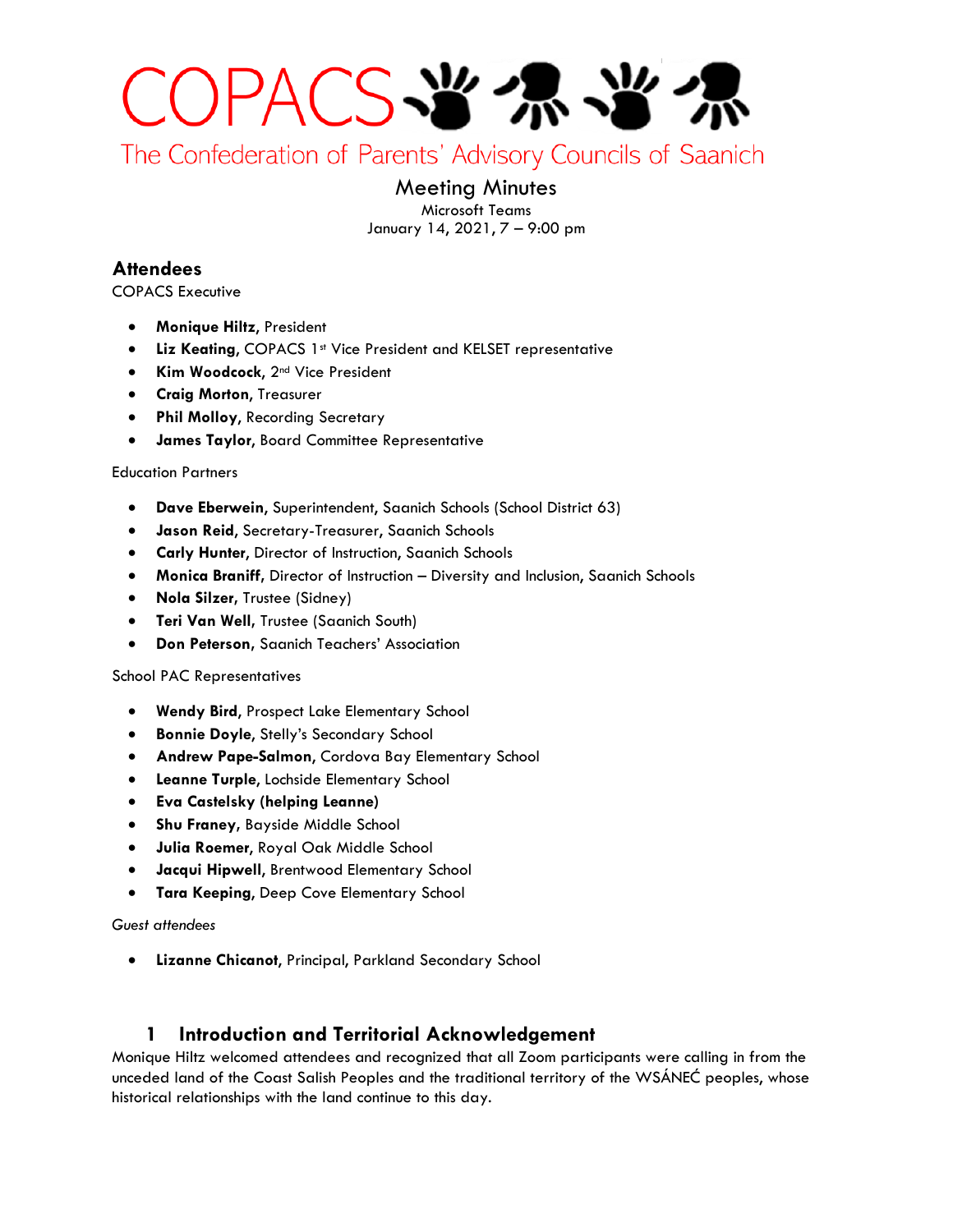# COPACS

The Confederation of Parents' Advisory Councils of Saanich

## Meeting Minutes

Microsoft Teams

January 14, 2021, 7 – 9:00 pm

## Attendees

COPACS Executive

- **Monique Hiltz**, President
- **Liz Keating**, COPACS 1st Vice President and KELSET representative
- **Kim Woodcock**, 2nd Vice President
- **Craig Morton**, Treasurer
- **Phil Molloy**, Recording Secretary
- **James Taylor**, Board Committee Representative

Education Partners

- **Dave Eberwein**, Superintendent, Saanich Schools (School District 63)
- **Jason Reid**, Secretary-Treasurer, Saanich Schools
- **Carly Hunter**, Director of Instruction, Saanich Schools
- **Monica Braniff**, Director of Instruction – Diversity and Inclusion, Saanich Schools
- **Nola Silzer**, Trustee (Sidney)
- **Teri Van Well**, Trustee (Saanich South)
- **Don Peterson**, Saanich Teachers' Association

School PAC Representatives

- **Wendy Bird**, Prospect Lake Elementary School
- **Bonnie Doyle**, Stelly's Secondary School
- **Andrew Pape-Salmon**, Cordova Bay Elementary School
- **Leanne Turple**, Lochside Elementary School
- **Eva Castelsky (helping Leanne)**
- **Shu Franey**, Bayside Middle School
- **Julia Roemer**, Royal Oak Middle School
- **Jacqui Hipwell**, Brentwood Elementary School
- **Tara Keeping**, Deep Cove Elementary School

*Guest attendees*

- **Lizanne Chicanot**, Principal, Parkland Secondary School

## 1 Introduction and Territorial Acknowledgement

Monique Hiltz welcomed attendees and recognized that all Zoom participants were calling in from the unceded land of the Coast Salish Peoples and the traditional territory of the WSÁNEĆ peoples, whose historical relationships with the land continue to this day.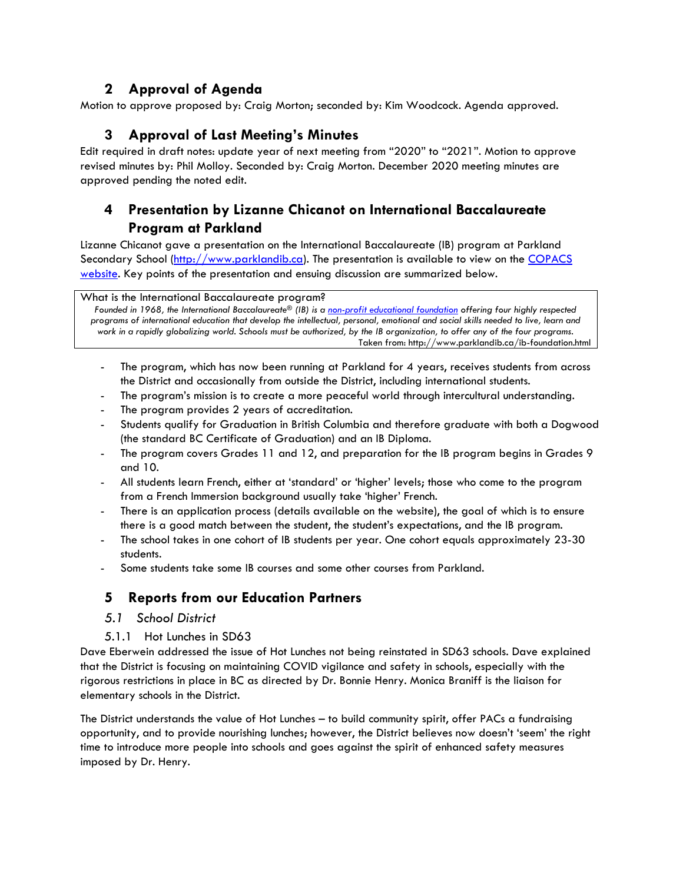## 2 Approval of Agenda

Motion to approve proposed by: Craig Morton; seconded by: Kim Woodcock. Agenda approved.

## 3 Approval of Last Meeting's Minutes

Edit required in draft notes: update year of next meeting from "2020" to "2021". Motion to approve revised minutes by: Phil Molloy. Seconded by: Craig Morton. December 2020 meeting minutes are approved pending the noted edit.

## 4 Presentation by Lizanne Chicanot on International Baccalaureate Program at Parkland

Lizanne Chicanot gave a presentation on the International Baccalaureate (IB) program at Parkland Secondary School (http://www.parklandib.ca). The presentation is available to view on the COPACS website. Key points of the presentation and ensuing discussion are summarized below.

> What is the International Baccalaureate program?
>
> *Founded in 1968, the International Baccalaureate® (IB) is a non-profit educational foundation offering four highly respected programs of international education that develop the intellectual, personal, emotional and social skills needed to live, learn and work in a rapidly globalizing world. Schools must be authorized, by the IB organization, to offer any of the four programs.*
>
> Taken from: http://www.parklandib.ca/ib-foundation.html

- The program, which has now been running at Parkland for 4 years, receives students from across the District and occasionally from outside the District, including international students.
- The program's mission is to create a more peaceful world through intercultural understanding.
- The program provides 2 years of accreditation.
- Students qualify for Graduation in British Columbia and therefore graduate with both a Dogwood (the standard BC Certificate of Graduation) and an IB Diploma.
- The program covers Grades 11 and 12, and preparation for the IB program begins in Grades 9 and 10.
- All students learn French, either at 'standard' or 'higher' levels; those who come to the program from a French Immersion background usually take 'higher' French.
- There is an application process (details available on the website), the goal of which is to ensure there is a good match between the student, the student's expectations, and the IB program.
- The school takes in one cohort of IB students per year. One cohort equals approximately 23-30 students.
- Some students take some IB courses and some other courses from Parkland.

## 5 Reports from our Education Partners

### *5.1 School District*

#### 5.1.1 Hot Lunches in SD63

Dave Eberwein addressed the issue of Hot Lunches not being reinstated in SD63 schools. Dave explained that the District is focusing on maintaining COVID vigilance and safety in schools, especially with the rigorous restrictions in place in BC as directed by Dr. Bonnie Henry. Monica Braniff is the liaison for elementary schools in the District.

The District understands the value of Hot Lunches – to build community spirit, offer PACs a fundraising opportunity, and to provide nourishing lunches; however, the District believes now doesn't 'seem' the right time to introduce more people into schools and goes against the spirit of enhanced safety measures imposed by Dr. Henry.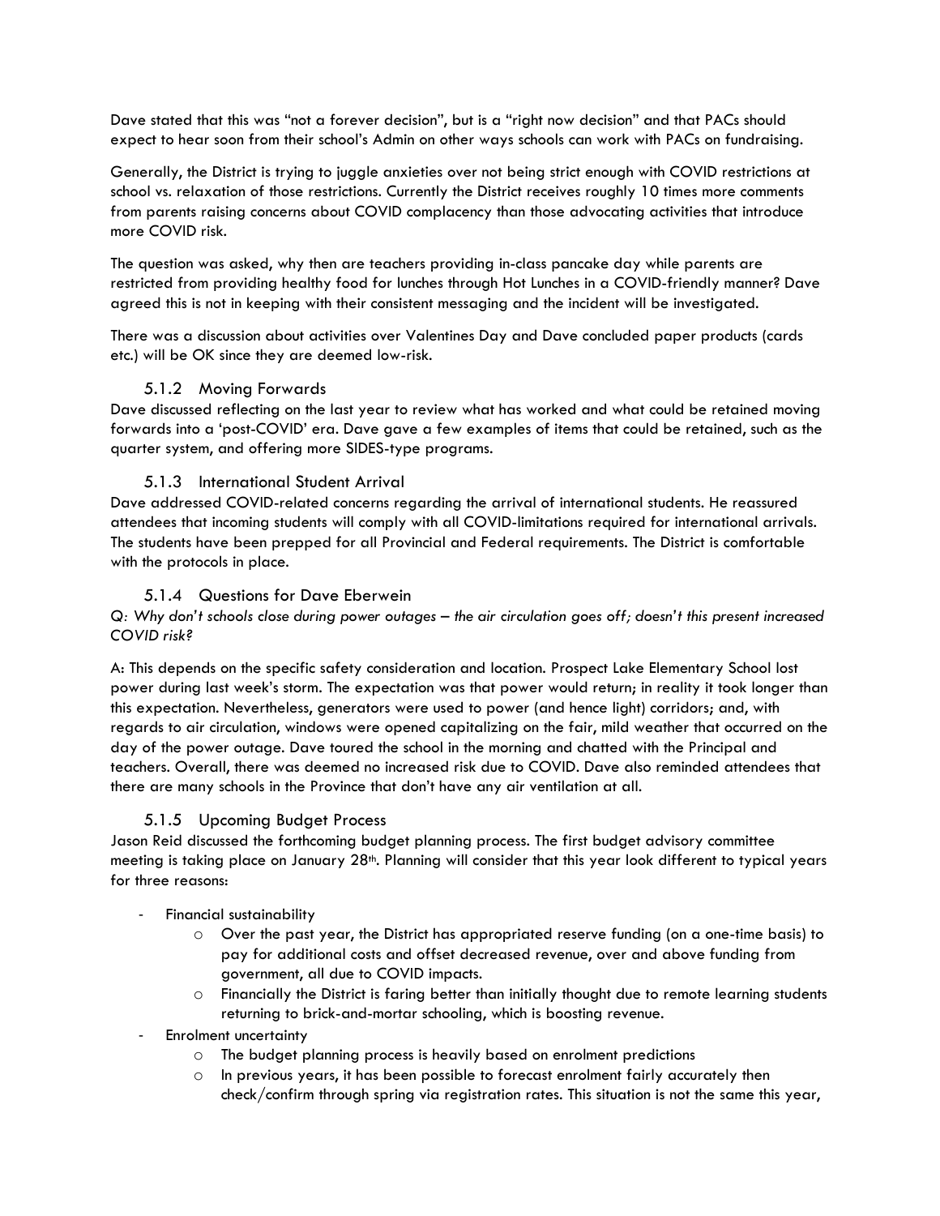Dave stated that this was "not a forever decision", but is a "right now decision" and that PACs should expect to hear soon from their school's Admin on other ways schools can work with PACs on fundraising.

Generally, the District is trying to juggle anxieties over not being strict enough with COVID restrictions at school vs. relaxation of those restrictions. Currently the District receives roughly 10 times more comments from parents raising concerns about COVID complacency than those advocating activities that introduce more COVID risk.

The question was asked, why then are teachers providing in-class pancake day while parents are restricted from providing healthy food for lunches through Hot Lunches in a COVID-friendly manner? Dave agreed this is not in keeping with their consistent messaging and the incident will be investigated.

There was a discussion about activities over Valentines Day and Dave concluded paper products (cards etc.) will be OK since they are deemed low-risk.

### 5.1.2 Moving Forwards

Dave discussed reflecting on the last year to review what has worked and what could be retained moving forwards into a 'post-COVID' era. Dave gave a few examples of items that could be retained, such as the quarter system, and offering more SIDES-type programs.

### 5.1.3 International Student Arrival

Dave addressed COVID-related concerns regarding the arrival of international students. He reassured attendees that incoming students will comply with all COVID-limitations required for international arrivals. The students have been prepped for all Provincial and Federal requirements. The District is comfortable with the protocols in place.

### 5.1.4 Questions for Dave Eberwein

*Q: Why don't schools close during power outages – the air circulation goes off; doesn't this present increased COVID risk?*

A: This depends on the specific safety consideration and location. Prospect Lake Elementary School lost power during last week's storm. The expectation was that power would return; in reality it took longer than this expectation. Nevertheless, generators were used to power (and hence light) corridors; and, with regards to air circulation, windows were opened capitalizing on the fair, mild weather that occurred on the day of the power outage. Dave toured the school in the morning and chatted with the Principal and teachers. Overall, there was deemed no increased risk due to COVID. Dave also reminded attendees that there are many schools in the Province that don't have any air ventilation at all.

### 5.1.5 Upcoming Budget Process

Jason Reid discussed the forthcoming budget planning process. The first budget advisory committee meeting is taking place on January 28th. Planning will consider that this year look different to typical years for three reasons:

- Financial sustainability
  - Over the past year, the District has appropriated reserve funding (on a one-time basis) to pay for additional costs and offset decreased revenue, over and above funding from government, all due to COVID impacts.
  - Financially the District is faring better than initially thought due to remote learning students returning to brick-and-mortar schooling, which is boosting revenue.
- Enrolment uncertainty
  - The budget planning process is heavily based on enrolment predictions
  - In previous years, it has been possible to forecast enrolment fairly accurately then check/confirm through spring via registration rates. This situation is not the same this year,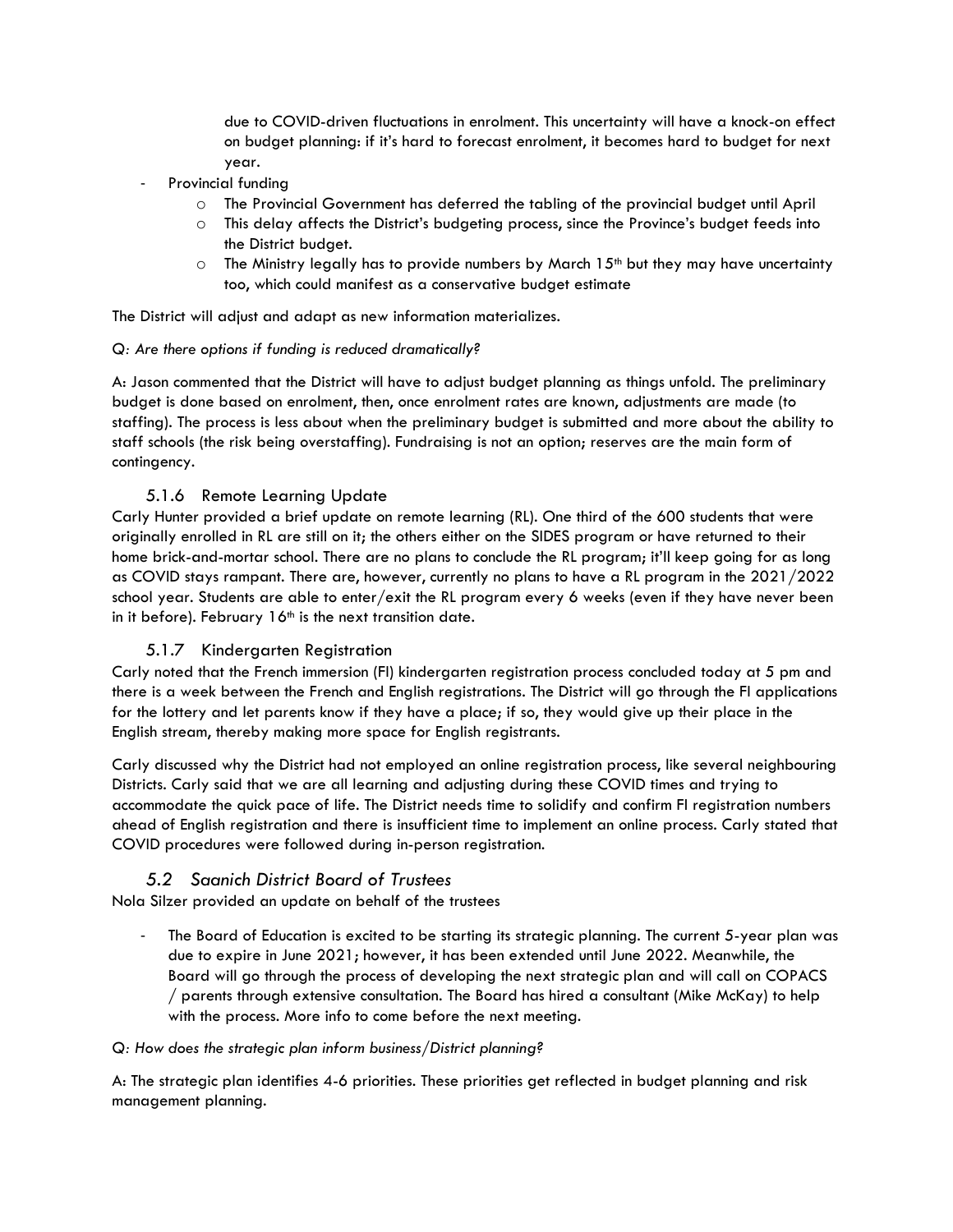due to COVID-driven fluctuations in enrolment. This uncertainty will have a knock-on effect on budget planning: if it's hard to forecast enrolment, it becomes hard to budget for next year.

- Provincial funding
  - The Provincial Government has deferred the tabling of the provincial budget until April
  - This delay affects the District's budgeting process, since the Province's budget feeds into the District budget.
  - The Ministry legally has to provide numbers by March 15th but they may have uncertainty too, which could manifest as a conservative budget estimate

The District will adjust and adapt as new information materializes.

*Q: Are there options if funding is reduced dramatically?*

A: Jason commented that the District will have to adjust budget planning as things unfold. The preliminary budget is done based on enrolment, then, once enrolment rates are known, adjustments are made (to staffing). The process is less about when the preliminary budget is submitted and more about the ability to staff schools (the risk being overstaffing). Fundraising is not an option; reserves are the main form of contingency.

### 5.1.6 Remote Learning Update

Carly Hunter provided a brief update on remote learning (RL). One third of the 600 students that were originally enrolled in RL are still on it; the others either on the SIDES program or have returned to their home brick-and-mortar school. There are no plans to conclude the RL program; it'll keep going for as long as COVID stays rampant. There are, however, currently no plans to have a RL program in the 2021/2022 school year. Students are able to enter/exit the RL program every 6 weeks (even if they have never been in it before). February 16th is the next transition date.

### 5.1.7 Kindergarten Registration

Carly noted that the French immersion (FI) kindergarten registration process concluded today at 5 pm and there is a week between the French and English registrations. The District will go through the FI applications for the lottery and let parents know if they have a place; if so, they would give up their place in the English stream, thereby making more space for English registrants.

Carly discussed why the District had not employed an online registration process, like several neighbouring Districts. Carly said that we are all learning and adjusting during these COVID times and trying to accommodate the quick pace of life. The District needs time to solidify and confirm FI registration numbers ahead of English registration and there is insufficient time to implement an online process. Carly stated that COVID procedures were followed during in-person registration.

## *5.2 Saanich District Board of Trustees*

Nola Silzer provided an update on behalf of the trustees

- The Board of Education is excited to be starting its strategic planning. The current 5-year plan was due to expire in June 2021; however, it has been extended until June 2022. Meanwhile, the Board will go through the process of developing the next strategic plan and will call on COPACS / parents through extensive consultation. The Board has hired a consultant (Mike McKay) to help with the process. More info to come before the next meeting.

*Q: How does the strategic plan inform business/District planning?*

A: The strategic plan identifies 4-6 priorities. These priorities get reflected in budget planning and risk management planning.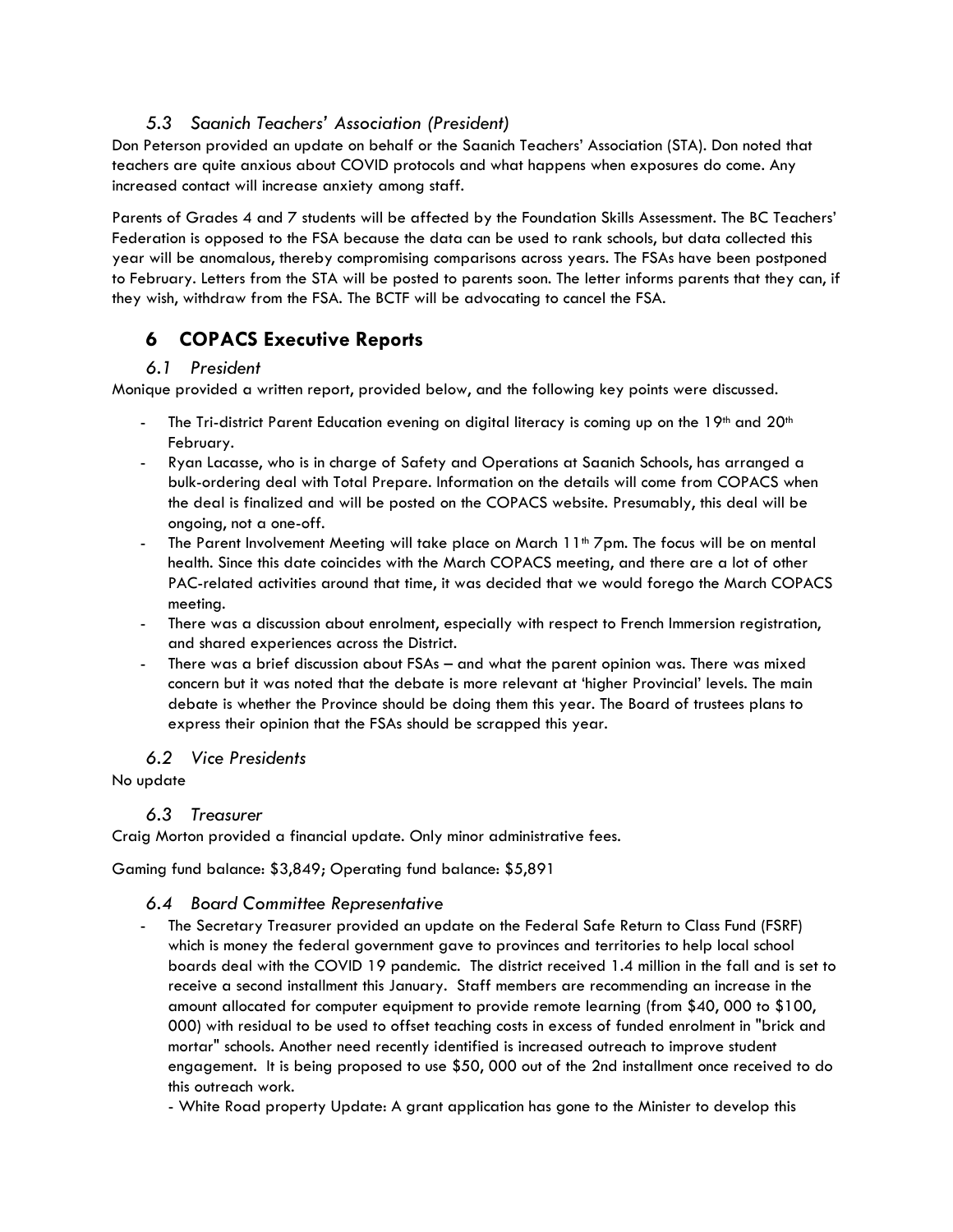### 5.3 Saanich Teachers' Association (President)

Don Peterson provided an update on behalf or the Saanich Teachers' Association (STA). Don noted that teachers are quite anxious about COVID protocols and what happens when exposures do come. Any increased contact will increase anxiety among staff.

Parents of Grades 4 and 7 students will be affected by the Foundation Skills Assessment. The BC Teachers' Federation is opposed to the FSA because the data can be used to rank schools, but data collected this year will be anomalous, thereby compromising comparisons across years. The FSAs have been postponed to February. Letters from the STA will be posted to parents soon. The letter informs parents that they can, if they wish, withdraw from the FSA. The BCTF will be advocating to cancel the FSA.

## 6 COPACS Executive Reports

### 6.1 President

Monique provided a written report, provided below, and the following key points were discussed.

- The Tri-district Parent Education evening on digital literacy is coming up on the 19th and 20th February.
- Ryan Lacasse, who is in charge of Safety and Operations at Saanich Schools, has arranged a bulk-ordering deal with Total Prepare. Information on the details will come from COPACS when the deal is finalized and will be posted on the COPACS website. Presumably, this deal will be ongoing, not a one-off.
- The Parent Involvement Meeting will take place on March 11th 7pm. The focus will be on mental health. Since this date coincides with the March COPACS meeting, and there are a lot of other PAC-related activities around that time, it was decided that we would forego the March COPACS meeting.
- There was a discussion about enrolment, especially with respect to French Immersion registration, and shared experiences across the District.
- There was a brief discussion about FSAs – and what the parent opinion was. There was mixed concern but it was noted that the debate is more relevant at 'higher Provincial' levels. The main debate is whether the Province should be doing them this year. The Board of trustees plans to express their opinion that the FSAs should be scrapped this year.

### 6.2 Vice Presidents

No update

### 6.3 Treasurer

Craig Morton provided a financial update. Only minor administrative fees.

Gaming fund balance: $3,849; Operating fund balance: $5,891

### 6.4 Board Committee Representative

- The Secretary Treasurer provided an update on the Federal Safe Return to Class Fund (FSRF) which is money the federal government gave to provinces and territories to help local school boards deal with the COVID 19 pandemic. The district received 1.4 million in the fall and is set to receive a second installment this January. Staff members are recommending an increase in the amount allocated for computer equipment to provide remote learning (from $40, 000 to $100, 000) with residual to be used to offset teaching costs in excess of funded enrolment in "brick and mortar" schools. Another need recently identified is increased outreach to improve student engagement. It is being proposed to use $50, 000 out of the 2nd installment once received to do this outreach work.

  - White Road property Update: A grant application has gone to the Minister to develop this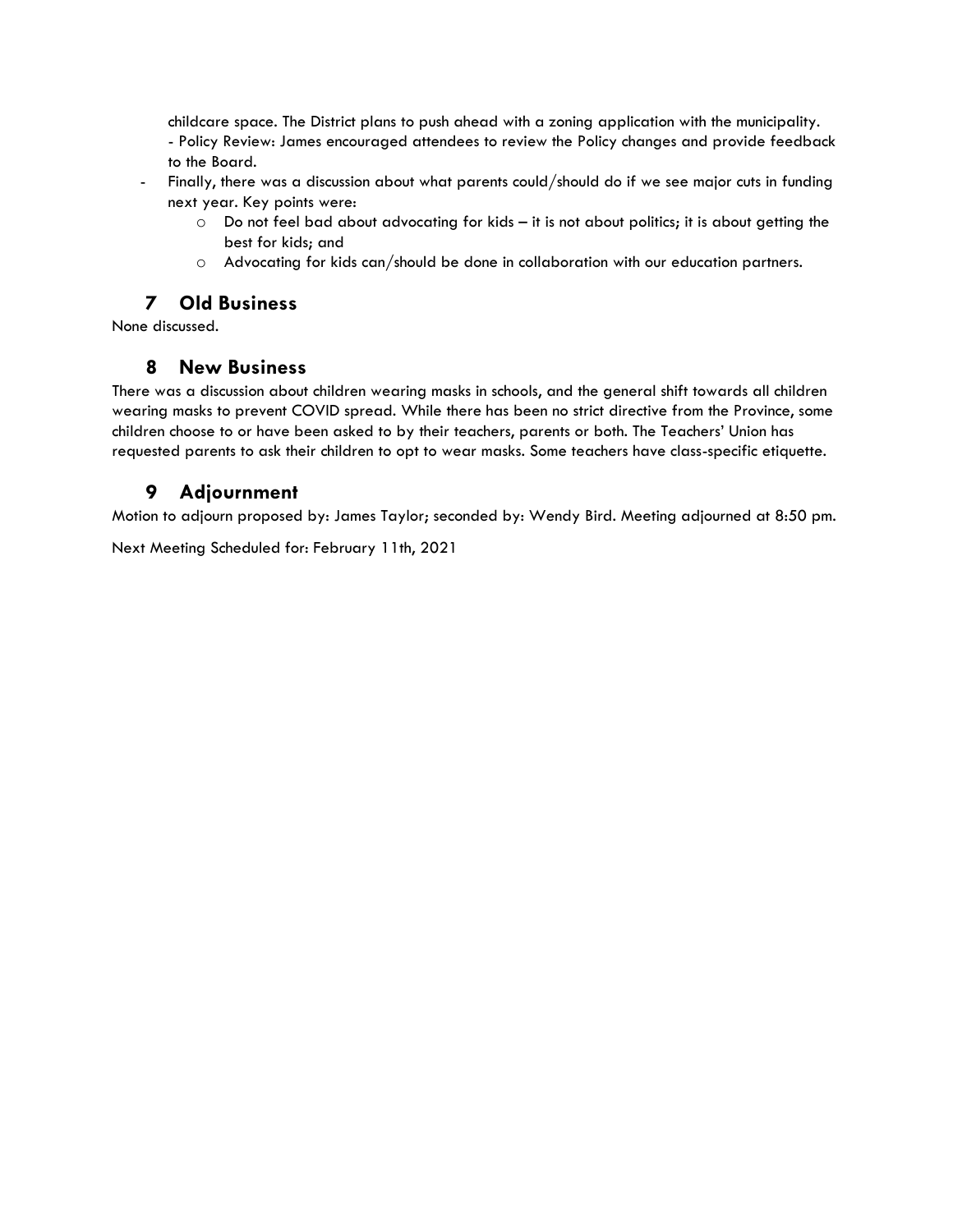childcare space. The District plans to push ahead with a zoning application with the municipality.
- Policy Review: James encouraged attendees to review the Policy changes and provide feedback to the Board.

- Finally, there was a discussion about what parents could/should do if we see major cuts in funding next year. Key points were:
  - Do not feel bad about advocating for kids – it is not about politics; it is about getting the best for kids; and
  - Advocating for kids can/should be done in collaboration with our education partners.

## 7 Old Business

None discussed.

## 8 New Business

There was a discussion about children wearing masks in schools, and the general shift towards all children wearing masks to prevent COVID spread. While there has been no strict directive from the Province, some children choose to or have been asked to by their teachers, parents or both. The Teachers' Union has requested parents to ask their children to opt to wear masks. Some teachers have class-specific etiquette.

## 9 Adjournment

Motion to adjourn proposed by: James Taylor; seconded by: Wendy Bird. Meeting adjourned at 8:50 pm.

Next Meeting Scheduled for: February 11th, 2021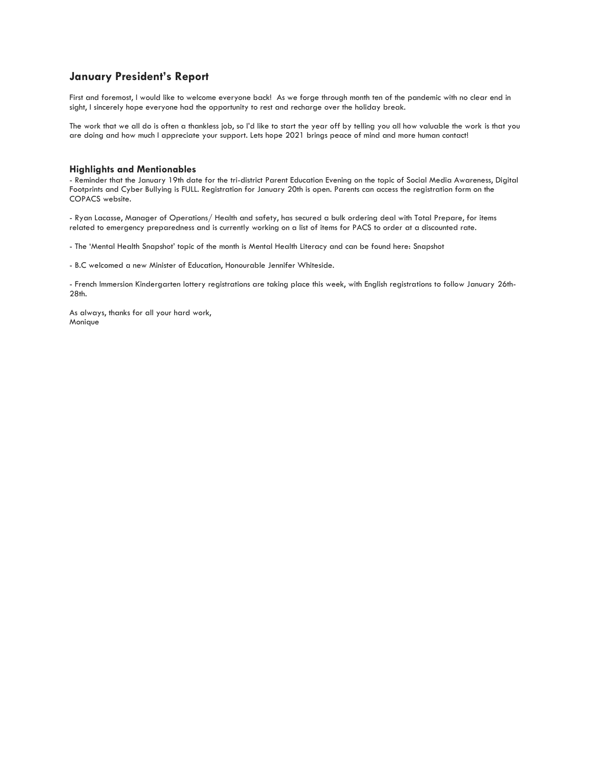## January President's Report

First and foremost, I would like to welcome everyone back!  As we forge through month ten of the pandemic with no clear end in sight, I sincerely hope everyone had the opportunity to rest and recharge over the holiday break.

The work that we all do is often a thankless job, so I'd like to start the year off by telling you all how valuable the work is that you are doing and how much I appreciate your support. Lets hope 2021 brings peace of mind and more human contact!

### Highlights and Mentionables

- Reminder that the January 19th date for the tri-district Parent Education Evening on the topic of Social Media Awareness, Digital Footprints and Cyber Bullying is FULL. Registration for January 20th is open. Parents can access the registration form on the COPACS website.

- Ryan Lacasse, Manager of Operations/ Health and safety, has secured a bulk ordering deal with Total Prepare, for items related to emergency preparedness and is currently working on a list of items for PACS to order at a discounted rate.

- The 'Mental Health Snapshot' topic of the month is Mental Health Literacy and can be found here: Snapshot

- B.C welcomed a new Minister of Education, Honourable Jennifer Whiteside.

- French Immersion Kindergarten lottery registrations are taking place this week, with English registrations to follow January 26th-28th.

As always, thanks for all your hard work,
Monique